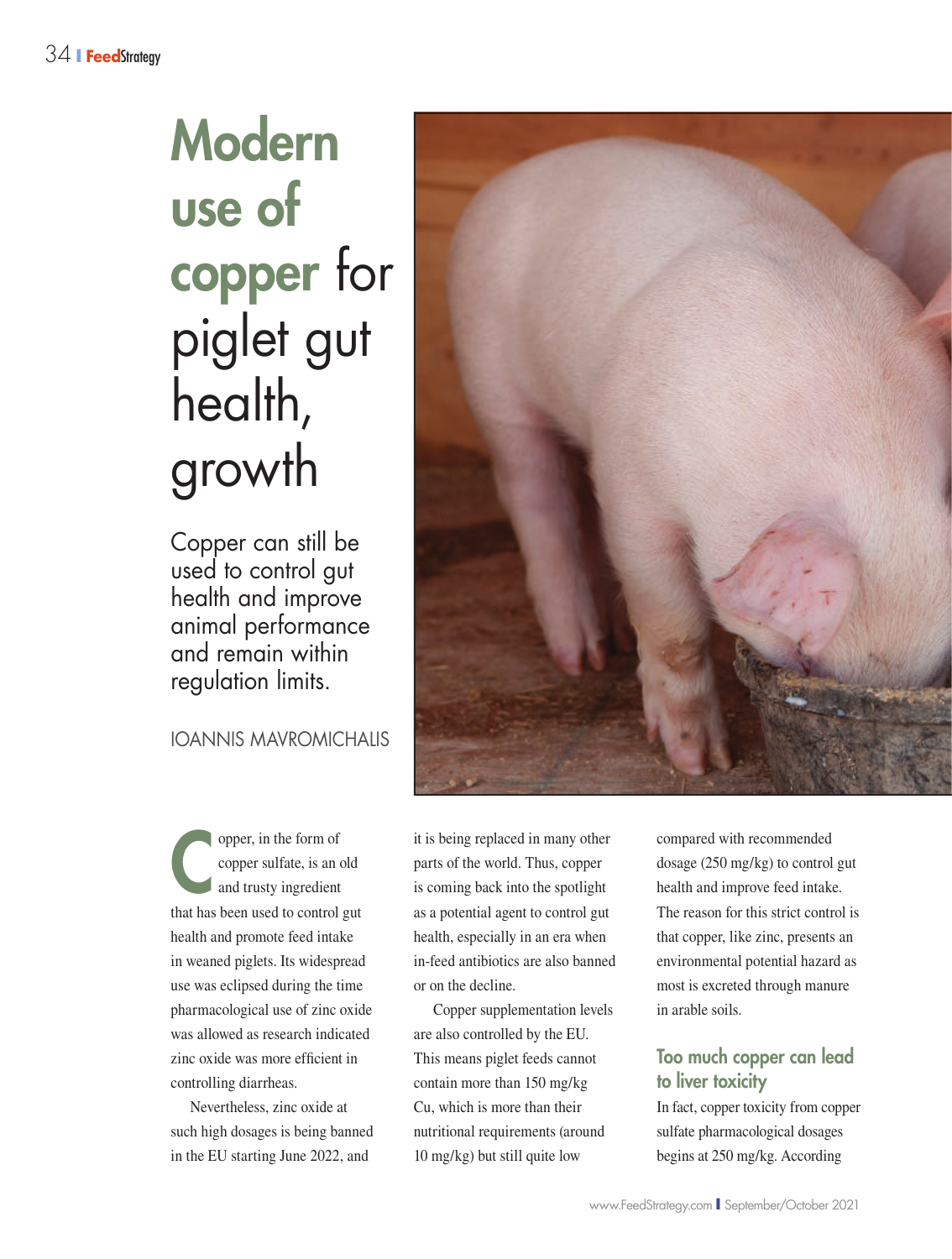# Modern use of copper for piglet gut health, growth

Copper can still be used to control gut health and improve animal performance and remain within regulation limits.

IOANNIS MAVROMICHALIS

Copper, in the form of copper sulfate, is an old and trusty ingredient that has been used to control gut health and promote feed intake in weaned piglets. Its widespread use was eclipsed during the time pharmacological use of zinc oxide was allowed as research indicated zinc oxide was more efficient in controlling diarrheas.

Nevertheless, zinc oxide at such high dosages is being banned in the EU starting June 2022, and it is being replaced in many other parts of the world. Thus, copper is coming back into the spotlight as a potential agent to control gut health, especially in an era when in-feed antibiotics are also banned or on the decline.

Copper supplementation levels are also controlled by the EU. This means piglet feeds cannot contain more than 150 mg/kg Cu, which is more than their nutritional requirements (around 10 mg/kg) but still quite low compared with recommended dosage (250 mg/kg) to control gut health and improve feed intake. The reason for this strict control is that copper, like zinc, presents an environmental potential hazard as most is excreted through manure in arable soils.

## Too much copper can lead to liver toxicity

In fact, copper toxicity from copper sulfate pharmacological dosages begins at 250 mg/kg. According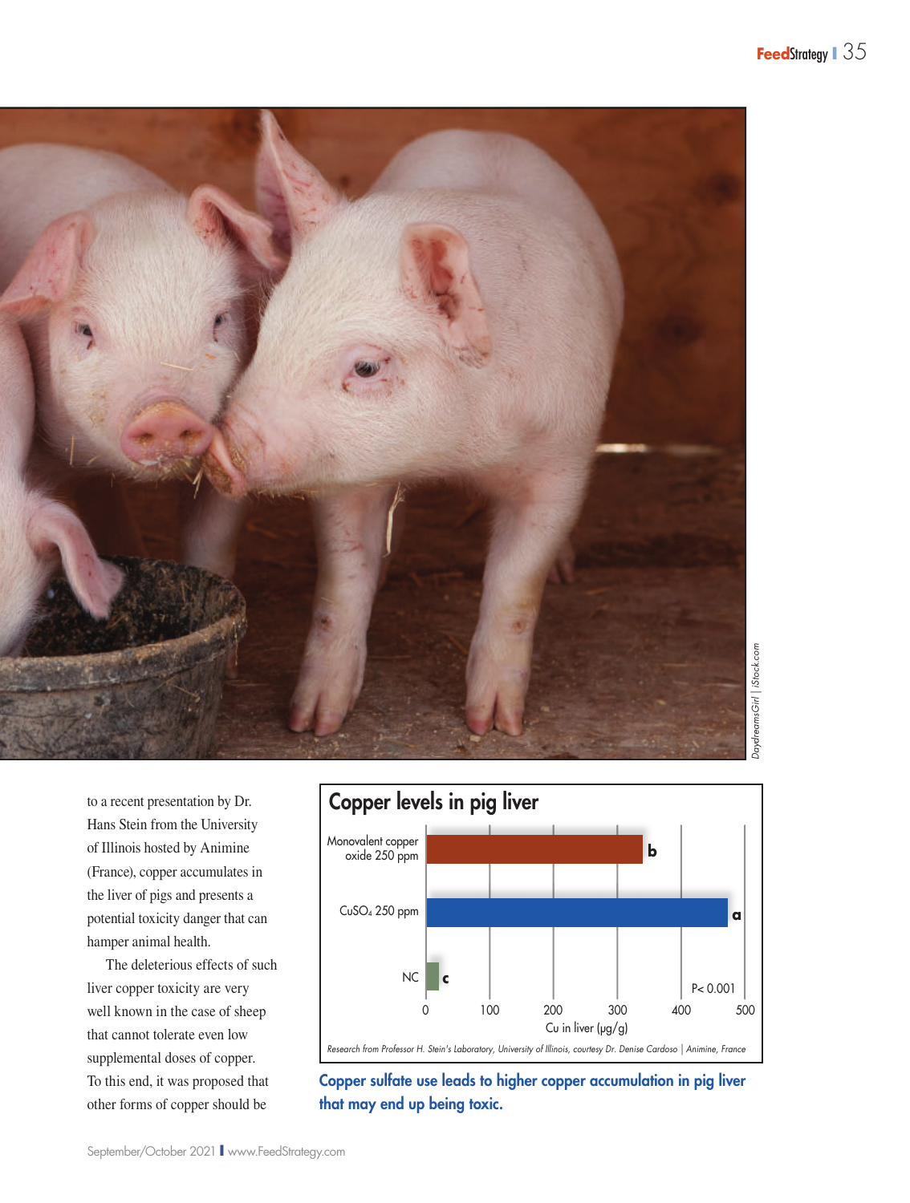to a recent presentation by Dr. Hans Stein from the University of Illinois hosted by Animine (France), copper accumulates in the liver of pigs and presents a potential toxicity danger that can hamper animal health.

The deleterious effects of such liver copper toxicity are very well known in the case of sheep that cannot tolerate even low supplemental doses of copper. To this end, it was proposed that other forms of copper should be

**Copper levels in pig liver**

| Treatment | Cu in liver (µg/g) | Significance |
|---|---|---|
| Monovalent copper oxide 250 ppm | ~340 | b |
| $CuSO_4$ 250 ppm | ~470 | a |
| NC | ~20 | c |

$P < 0.001$

*Research from Professor H. Stein's Laboratory, University of Illinois, courtesy Dr. Denise Cardoso | Animine, France*

**Copper sulfate use leads to higher copper accumulation in pig liver that may end up being toxic.**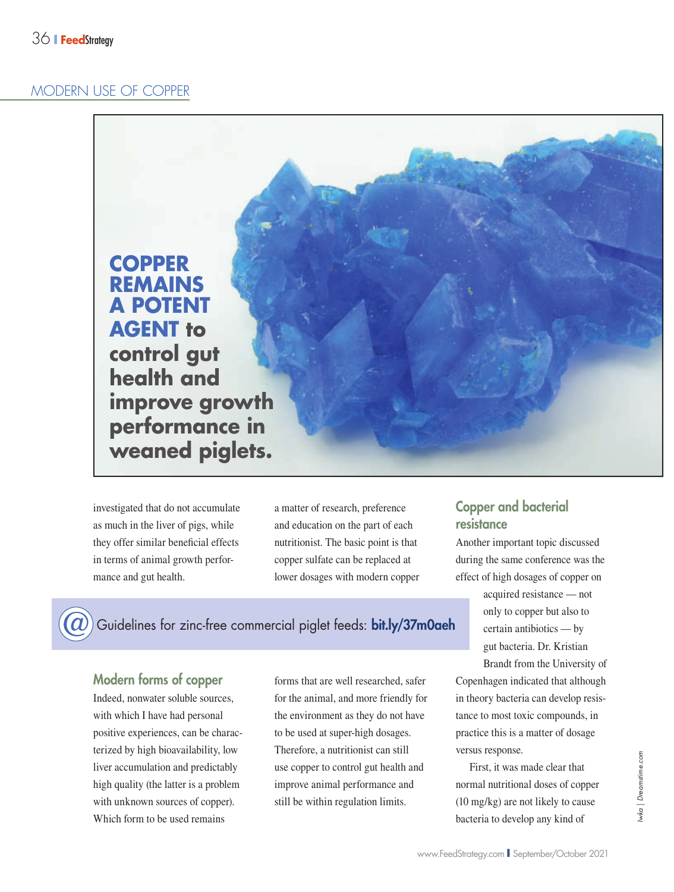## MODERN USE OF COPPER

**COPPER REMAINS A POTENT AGENT to control gut health and improve growth performance in weaned piglets.**

investigated that do not accumulate as much in the liver of pigs, while they offer similar beneficial effects in terms of animal growth performance and gut health.

Guidelines for zinc-free commercial piglet feeds: **bit.ly/37m0aeh**

### Modern forms of copper

Indeed, nonwater soluble sources, with which I have had personal positive experiences, can be characterized by high bioavailability, low liver accumulation and predictably high quality (the latter is a problem with unknown sources of copper). Which form to be used remains a matter of research, preference and education on the part of each nutritionist. The basic point is that copper sulfate can be replaced at lower dosages with modern copper forms that are well researched, safer for the animal, and more friendly for the environment as they do not have to be used at super-high dosages. Therefore, a nutritionist can still use copper to control gut health and improve animal performance and still be within regulation limits.

### Copper and bacterial resistance

Another important topic discussed during the same conference was the effect of high dosages of copper on acquired resistance — not only to copper but also to certain antibiotics — by gut bacteria. Dr. Kristian Brandt from the University of Copenhagen indicated that although in theory bacteria can develop resistance to most toxic compounds, in practice this is a matter of dosage versus response.

First, it was made clear that normal nutritional doses of copper (10 mg/kg) are not likely to cause bacteria to develop any kind of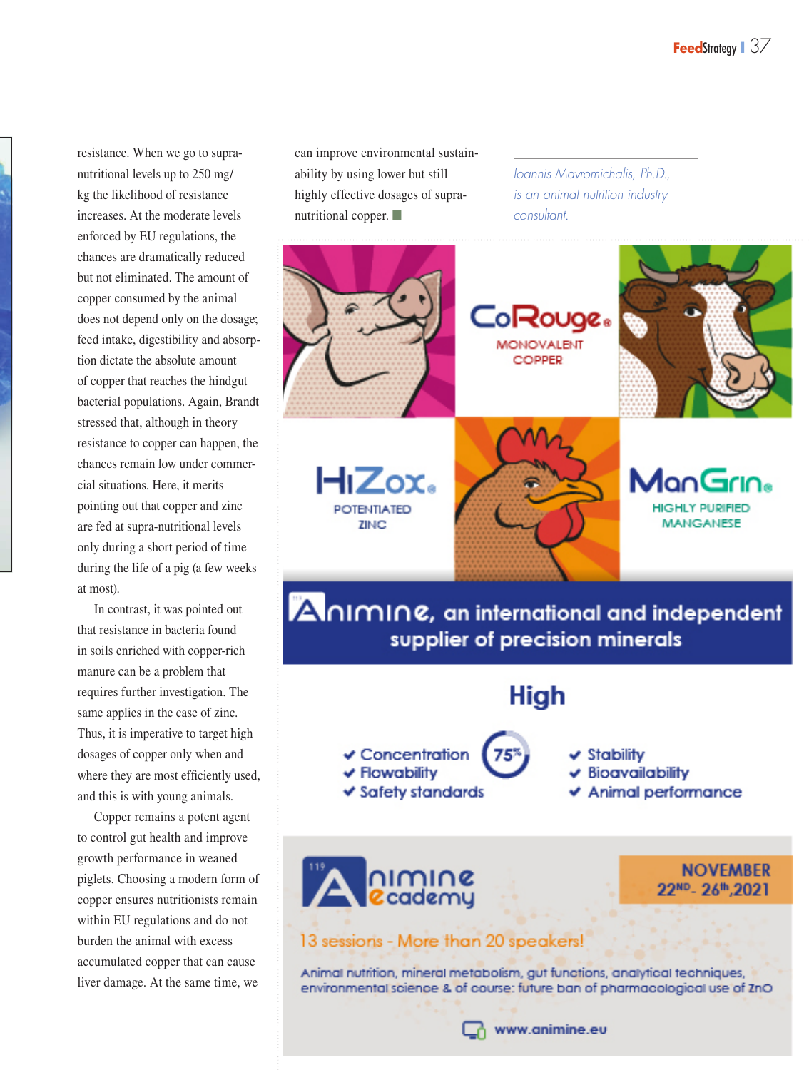resistance. When we go to supra-nutritional levels up to 250 mg/kg the likelihood of resistance increases. At the moderate levels enforced by EU regulations, the chances are dramatically reduced but not eliminated. The amount of copper consumed by the animal does not depend only on the dosage; feed intake, digestibility and absorption dictate the absolute amount of copper that reaches the hindgut bacterial populations. Again, Brandt stressed that, although in theory resistance to copper can happen, the chances remain low under commercial situations. Here, it merits pointing out that copper and zinc are fed at supra-nutritional levels only during a short period of time during the life of a pig (a few weeks at most).

In contrast, it was pointed out that resistance in bacteria found in soils enriched with copper-rich manure can be a problem that requires further investigation. The same applies in the case of zinc. Thus, it is imperative to target high dosages of copper only when and where they are most efficiently used, and this is with young animals.

Copper remains a potent agent to control gut health and improve growth performance in weaned piglets. Choosing a modern form of copper ensures nutritionists remain within EU regulations and do not burden the animal with excess accumulated copper that can cause liver damage. At the same time, we can improve environmental sustainability by using lower but still highly effective dosages of supra-nutritional copper. ■

*Ioannis Mavromichalis, Ph.D., is an animal nutrition industry consultant.*

CoRouge® MONOVALENT COPPER

HiZox® POTENTIATED ZINC

ManGrin® HIGHLY PURIFIED MANGANESE

**Animine, an international and independent supplier of precision minerals**

**High**

- ✔ Concentration
- ✔ Flowability
- ✔ Safety standards

75%

- ✔ Stability
- ✔ Bioavailability
- ✔ Animal performance

Animine ecademy

NOVEMBER 22ND - 26th, 2021

13 sessions - More than 20 speakers!

Animal nutrition, mineral metabolism, gut functions, analytical techniques, environmental science & of course: future ban of pharmacological use of ZnO

www.animine.eu